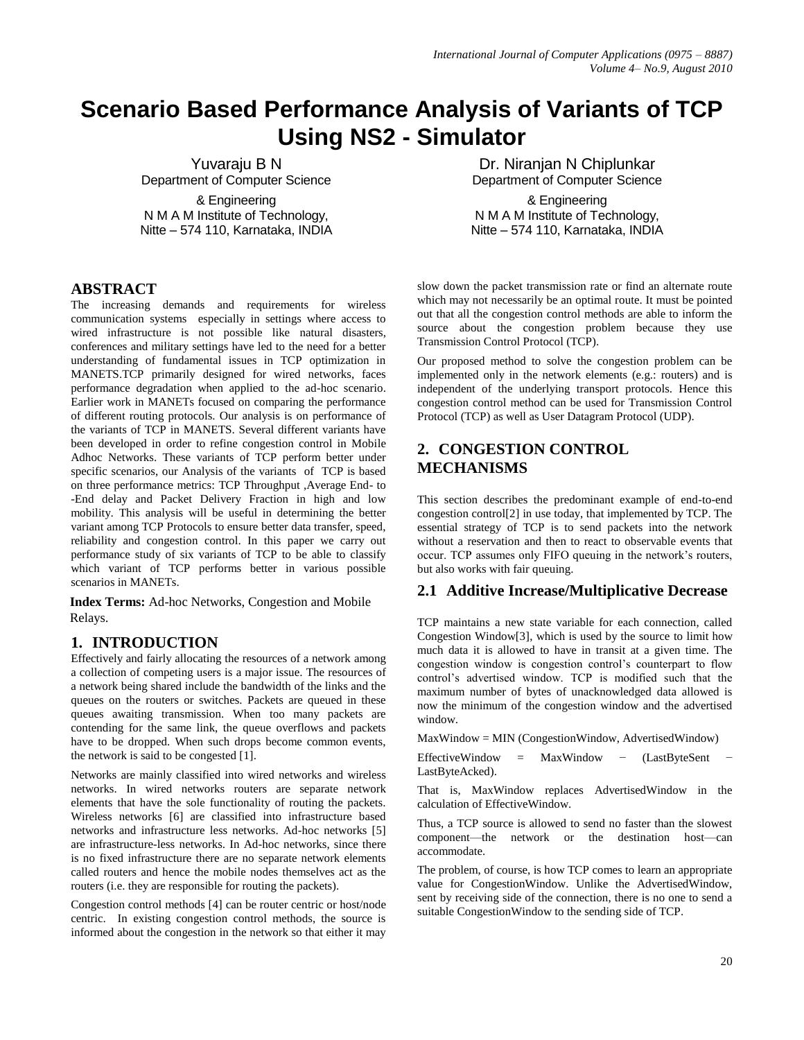# Scenario Based Performance Analysis of Variants of TCP Using NS2 - Simulator

Yuvaraju B N
Department of Computer Science & Engineering
N M A M Institute of Technology,
Nitte – 574 110, Karnataka, INDIA

Dr. Niranjan N Chiplunkar
Department of Computer Science & Engineering
N M A M Institute of Technology,
Nitte – 574 110, Karnataka, INDIA

## ABSTRACT

The increasing demands and requirements for wireless communication systems especially in settings where access to wired infrastructure is not possible like natural disasters, conferences and military settings have led to the need for a better understanding of fundamental issues in TCP optimization in MANETS.TCP primarily designed for wired networks, faces performance degradation when applied to the ad-hoc scenario. Earlier work in MANETs focused on comparing the performance of different routing protocols. Our analysis is on performance of the variants of TCP in MANETS. Several different variants have been developed in order to refine congestion control in Mobile Adhoc Networks. These variants of TCP perform better under specific scenarios, our Analysis of the variants of TCP is based on three performance metrics: TCP Throughput ,Average End- to -End delay and Packet Delivery Fraction in high and low mobility. This analysis will be useful in determining the better variant among TCP Protocols to ensure better data transfer, speed, reliability and congestion control. In this paper we carry out performance study of six variants of TCP to be able to classify which variant of TCP performs better in various possible scenarios in MANETs.

**Index Terms:** Ad-hoc Networks, Congestion and Mobile Relays.

## 1. INTRODUCTION

Effectively and fairly allocating the resources of a network among a collection of competing users is a major issue. The resources of a network being shared include the bandwidth of the links and the queues on the routers or switches. Packets are queued in these queues awaiting transmission. When too many packets are contending for the same link, the queue overflows and packets have to be dropped. When such drops become common events, the network is said to be congested [1].

Networks are mainly classified into wired networks and wireless networks. In wired networks routers are separate network elements that have the sole functionality of routing the packets. Wireless networks [6] are classified into infrastructure based networks and infrastructure less networks. Ad-hoc networks [5] are infrastructure-less networks. In Ad-hoc networks, since there is no fixed infrastructure there are no separate network elements called routers and hence the mobile nodes themselves act as the routers (i.e. they are responsible for routing the packets).

Congestion control methods [4] can be router centric or host/node centric. In existing congestion control methods, the source is informed about the congestion in the network so that either it may slow down the packet transmission rate or find an alternate route which may not necessarily be an optimal route. It must be pointed out that all the congestion control methods are able to inform the source about the congestion problem because they use Transmission Control Protocol (TCP).

Our proposed method to solve the congestion problem can be implemented only in the network elements (e.g.: routers) and is independent of the underlying transport protocols. Hence this congestion control method can be used for Transmission Control Protocol (TCP) as well as User Datagram Protocol (UDP).

## 2. CONGESTION CONTROL MECHANISMS

This section describes the predominant example of end-to-end congestion control[2] in use today, that implemented by TCP. The essential strategy of TCP is to send packets into the network without a reservation and then to react to observable events that occur. TCP assumes only FIFO queuing in the network's routers, but also works with fair queuing.

### 2.1 Additive Increase/Multiplicative Decrease

TCP maintains a new state variable for each connection, called Congestion Window[3], which is used by the source to limit how much data it is allowed to have in transit at a given time. The congestion window is congestion control's counterpart to flow control's advertised window. TCP is modified such that the maximum number of bytes of unacknowledged data allowed is now the minimum of the congestion window and the advertised window.

MaxWindow = MIN (CongestionWindow, AdvertisedWindow)

EffectiveWindow = MaxWindow − (LastByteSent − LastByteAcked).

That is, MaxWindow replaces AdvertisedWindow in the calculation of EffectiveWindow.

Thus, a TCP source is allowed to send no faster than the slowest component—the network or the destination host—can accommodate.

The problem, of course, is how TCP comes to learn an appropriate value for CongestionWindow. Unlike the AdvertisedWindow, sent by receiving side of the connection, there is no one to send a suitable CongestionWindow to the sending side of TCP.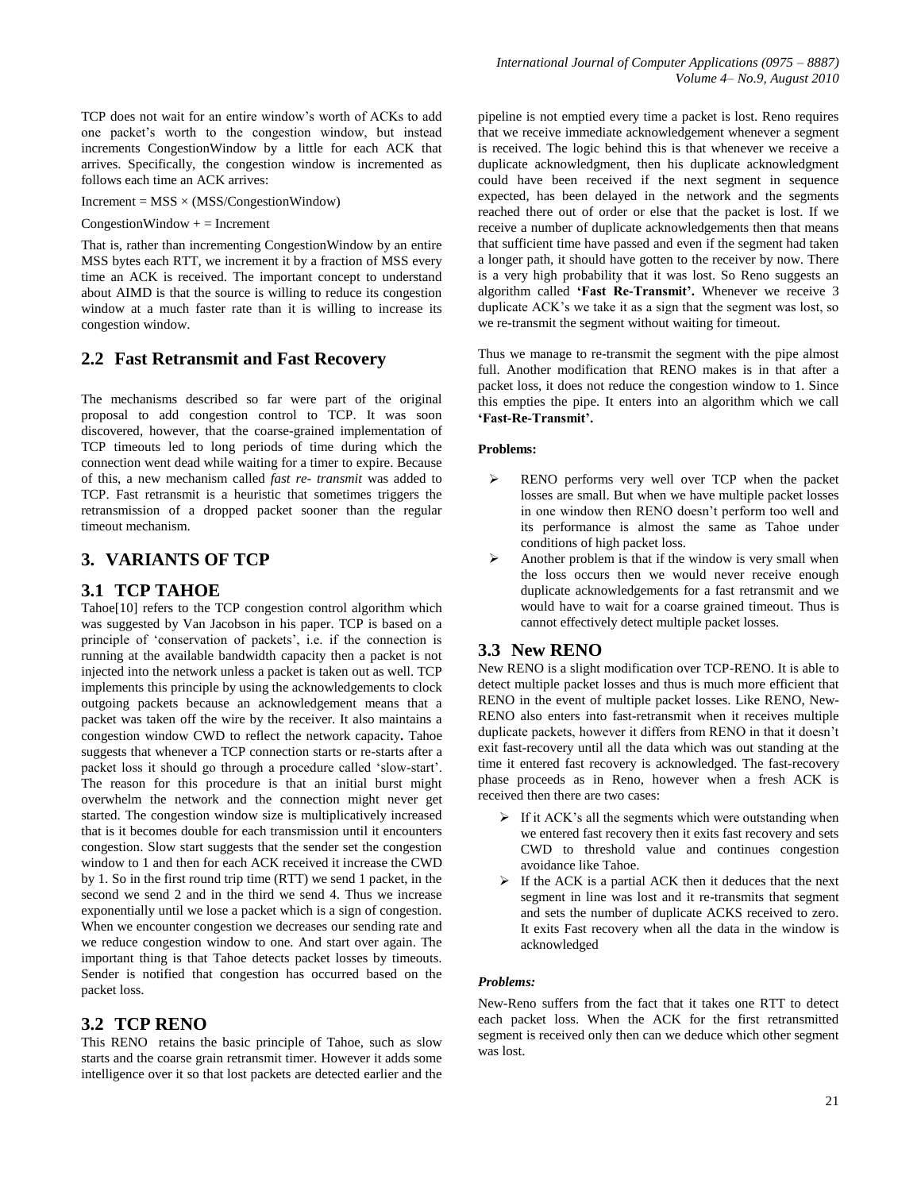TCP does not wait for an entire window's worth of ACKs to add one packet's worth to the congestion window, but instead increments CongestionWindow by a little for each ACK that arrives. Specifically, the congestion window is incremented as follows each time an ACK arrives:

Increment = MSS × (MSS/CongestionWindow)

CongestionWindow + = Increment

That is, rather than incrementing CongestionWindow by an entire MSS bytes each RTT, we increment it by a fraction of MSS every time an ACK is received. The important concept to understand about AIMD is that the source is willing to reduce its congestion window at a much faster rate than it is willing to increase its congestion window.

## 2.2 Fast Retransmit and Fast Recovery

The mechanisms described so far were part of the original proposal to add congestion control to TCP. It was soon discovered, however, that the coarse-grained implementation of TCP timeouts led to long periods of time during which the connection went dead while waiting for a timer to expire. Because of this, a new mechanism called *fast re- transmit* was added to TCP. Fast retransmit is a heuristic that sometimes triggers the retransmission of a dropped packet sooner than the regular timeout mechanism.

# 3. VARIANTS OF TCP

## 3.1 TCP TAHOE

Tahoe[10] refers to the TCP congestion control algorithm which was suggested by Van Jacobson in his paper. TCP is based on a principle of 'conservation of packets', i.e. if the connection is running at the available bandwidth capacity then a packet is not injected into the network unless a packet is taken out as well. TCP implements this principle by using the acknowledgements to clock outgoing packets because an acknowledgement means that a packet was taken off the wire by the receiver. It also maintains a congestion window CWD to reflect the network capacity**.** Tahoe suggests that whenever a TCP connection starts or re-starts after a packet loss it should go through a procedure called 'slow-start'. The reason for this procedure is that an initial burst might overwhelm the network and the connection might never get started. The congestion window size is multiplicatively increased that is it becomes double for each transmission until it encounters congestion. Slow start suggests that the sender set the congestion window to 1 and then for each ACK received it increase the CWD by 1. So in the first round trip time (RTT) we send 1 packet, in the second we send 2 and in the third we send 4. Thus we increase exponentially until we lose a packet which is a sign of congestion. When we encounter congestion we decreases our sending rate and we reduce congestion window to one. And start over again. The important thing is that Tahoe detects packet losses by timeouts. Sender is notified that congestion has occurred based on the packet loss.

## 3.2 TCP RENO

This RENO retains the basic principle of Tahoe, such as slow starts and the coarse grain retransmit timer. However it adds some intelligence over it so that lost packets are detected earlier and the pipeline is not emptied every time a packet is lost. Reno requires that we receive immediate acknowledgement whenever a segment is received. The logic behind this is that whenever we receive a duplicate acknowledgment, then his duplicate acknowledgment could have been received if the next segment in sequence expected, has been delayed in the network and the segments reached there out of order or else that the packet is lost. If we receive a number of duplicate acknowledgements then that means that sufficient time have passed and even if the segment had taken a longer path, it should have gotten to the receiver by now. There is a very high probability that it was lost. So Reno suggests an algorithm called **'Fast Re-Transmit'.** Whenever we receive 3 duplicate ACK's we take it as a sign that the segment was lost, so we re-transmit the segment without waiting for timeout.

Thus we manage to re-transmit the segment with the pipe almost full. Another modification that RENO makes is in that after a packet loss, it does not reduce the congestion window to 1. Since this empties the pipe. It enters into an algorithm which we call **'Fast-Re-Transmit'.**

**Problems:**

- RENO performs very well over TCP when the packet losses are small. But when we have multiple packet losses in one window then RENO doesn't perform too well and its performance is almost the same as Tahoe under conditions of high packet loss.
- Another problem is that if the window is very small when the loss occurs then we would never receive enough duplicate acknowledgements for a fast retransmit and we would have to wait for a coarse grained timeout. Thus is cannot effectively detect multiple packet losses.

## 3.3 New RENO

New RENO is a slight modification over TCP-RENO. It is able to detect multiple packet losses and thus is much more efficient that RENO in the event of multiple packet losses. Like RENO, New-RENO also enters into fast-retransmit when it receives multiple duplicate packets, however it differs from RENO in that it doesn't exit fast-recovery until all the data which was out standing at the time it entered fast recovery is acknowledged. The fast-recovery phase proceeds as in Reno, however when a fresh ACK is received then there are two cases:

- If it ACK's all the segments which were outstanding when we entered fast recovery then it exits fast recovery and sets CWD to threshold value and continues congestion avoidance like Tahoe.
- If the ACK is a partial ACK then it deduces that the next segment in line was lost and it re-transmits that segment and sets the number of duplicate ACKS received to zero. It exits Fast recovery when all the data in the window is acknowledged

***Problems:***

New-Reno suffers from the fact that it takes one RTT to detect each packet loss. When the ACK for the first retransmitted segment is received only then can we deduce which other segment was lost.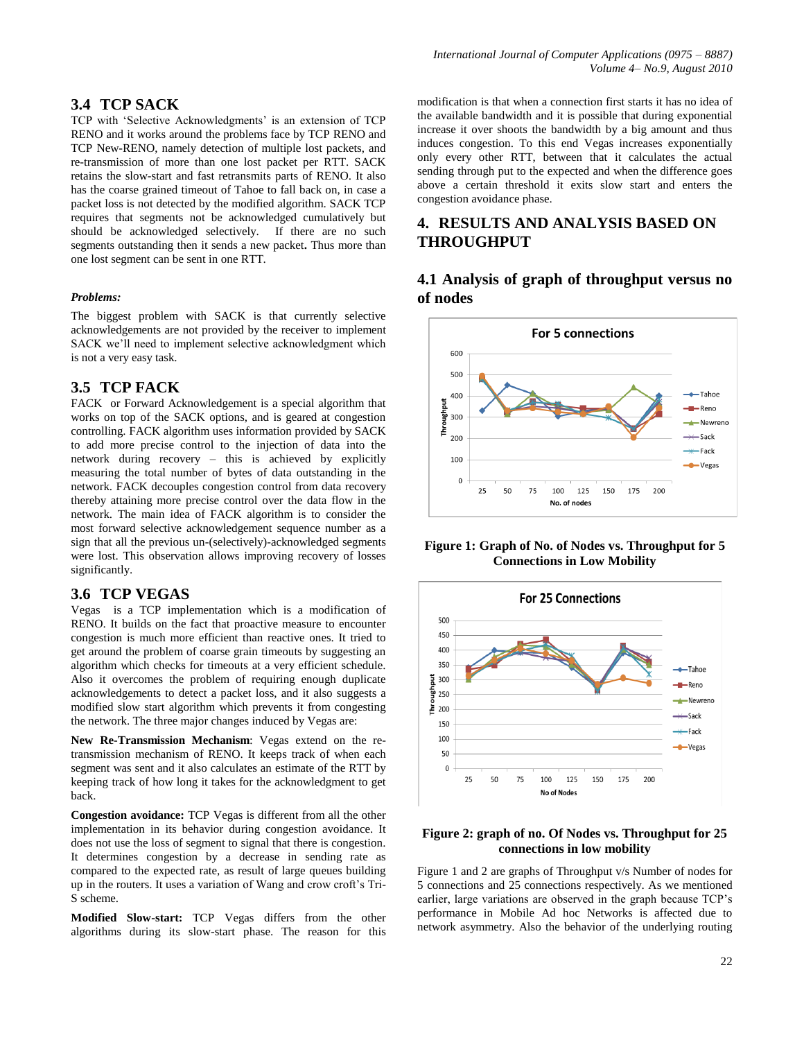### 3.4 TCP SACK

TCP with 'Selective Acknowledgments' is an extension of TCP RENO and it works around the problems face by TCP RENO and TCP New-RENO, namely detection of multiple lost packets, and re-transmission of more than one lost packet per RTT. SACK retains the slow-start and fast retransmits parts of RENO. It also has the coarse grained timeout of Tahoe to fall back on, in case a packet loss is not detected by the modified algorithm. SACK TCP requires that segments not be acknowledged cumulatively but should be acknowledged selectively. If there are no such segments outstanding then it sends a new packet**.** Thus more than one lost segment can be sent in one RTT.

***Problems:***

The biggest problem with SACK is that currently selective acknowledgements are not provided by the receiver to implement SACK we'll need to implement selective acknowledgment which is not a very easy task.

### 3.5 TCP FACK

FACK or Forward Acknowledgement is a special algorithm that works on top of the SACK options, and is geared at congestion controlling. FACK algorithm uses information provided by SACK to add more precise control to the injection of data into the network during recovery – this is achieved by explicitly measuring the total number of bytes of data outstanding in the network. FACK decouples congestion control from data recovery thereby attaining more precise control over the data flow in the network. The main idea of FACK algorithm is to consider the most forward selective acknowledgement sequence number as a sign that all the previous un-(selectively)-acknowledged segments were lost. This observation allows improving recovery of losses significantly.

### 3.6 TCP VEGAS

Vegas is a TCP implementation which is a modification of RENO. It builds on the fact that proactive measure to encounter congestion is much more efficient than reactive ones. It tried to get around the problem of coarse grain timeouts by suggesting an algorithm which checks for timeouts at a very efficient schedule. Also it overcomes the problem of requiring enough duplicate acknowledgements to detect a packet loss, and it also suggests a modified slow start algorithm which prevents it from congesting the network. The three major changes induced by Vegas are:

**New Re-Transmission Mechanism**: Vegas extend on the re-transmission mechanism of RENO. It keeps track of when each segment was sent and it also calculates an estimate of the RTT by keeping track of how long it takes for the acknowledgment to get back.

**Congestion avoidance:** TCP Vegas is different from all the other implementation in its behavior during congestion avoidance. It does not use the loss of segment to signal that there is congestion. It determines congestion by a decrease in sending rate as compared to the expected rate, as result of large queues building up in the routers. It uses a variation of Wang and crow croft's Tri-S scheme.

**Modified Slow-start:** TCP Vegas differs from the other algorithms during its slow-start phase. The reason for this modification is that when a connection first starts it has no idea of the available bandwidth and it is possible that during exponential increase it over shoots the bandwidth by a big amount and thus induces congestion. To this end Vegas increases exponentially only every other RTT, between that it calculates the actual sending through put to the expected and when the difference goes above a certain threshold it exits slow start and enters the congestion avoidance phase.

## 4. RESULTS AND ANALYSIS BASED ON THROUGHPUT

### 4.1 Analysis of graph of throughput versus no of nodes

**Figure 1: Graph of No. of Nodes vs. Throughput for 5 Connections in Low Mobility**

**Figure 2: graph of no. Of Nodes vs. Throughput for 25 connections in low mobility**

Figure 1 and 2 are graphs of Throughput v/s Number of nodes for 5 connections and 25 connections respectively. As we mentioned earlier, large variations are observed in the graph because TCP's performance in Mobile Ad hoc Networks is affected due to network asymmetry. Also the behavior of the underlying routing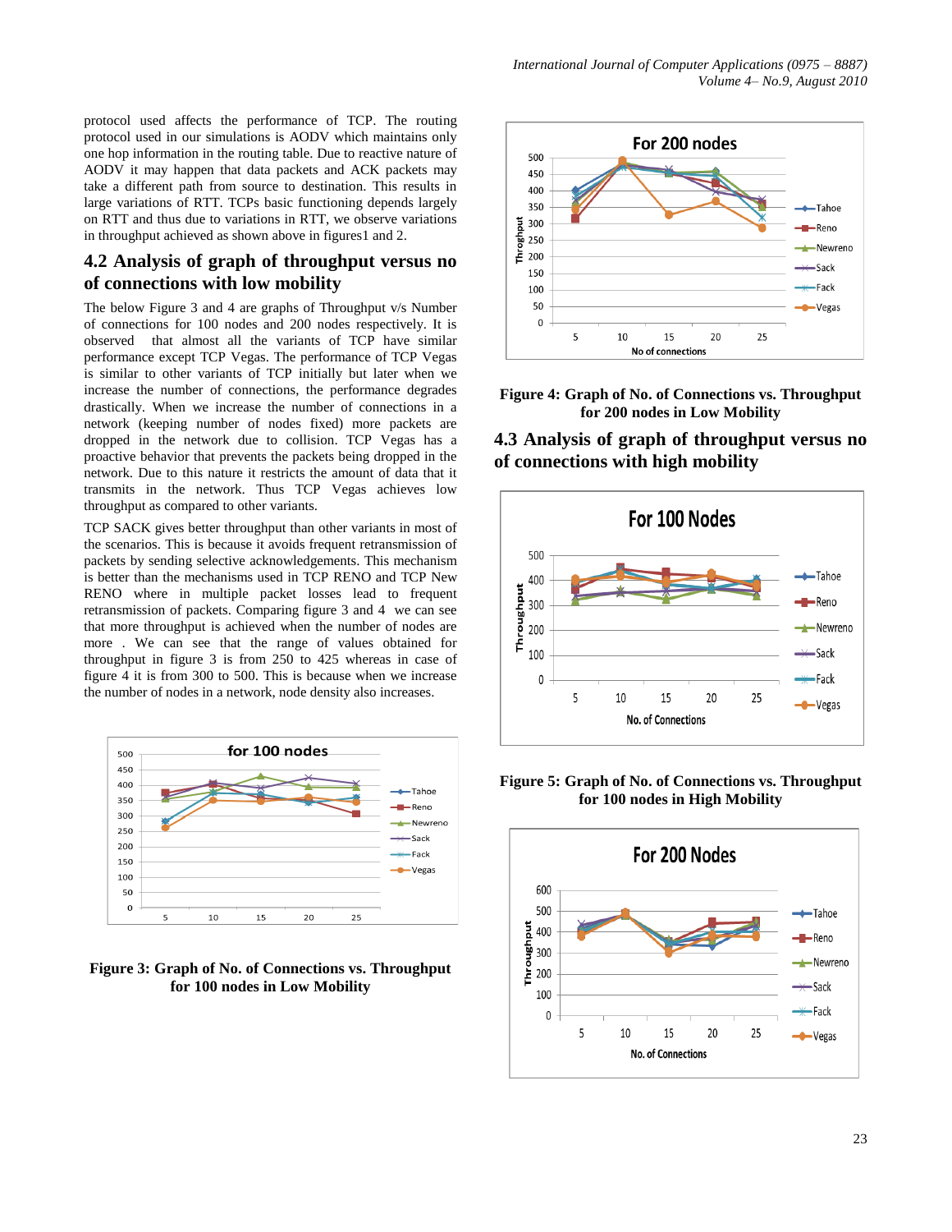protocol used affects the performance of TCP. The routing protocol used in our simulations is AODV which maintains only one hop information in the routing table. Due to reactive nature of AODV it may happen that data packets and ACK packets may take a different path from source to destination. This results in large variations of RTT. TCPs basic functioning depends largely on RTT and thus due to variations in RTT, we observe variations in throughput achieved as shown above in figures1 and 2.

## 4.2 Analysis of graph of throughput versus no of connections with low mobility

The below Figure 3 and 4 are graphs of Throughput v/s Number of connections for 100 nodes and 200 nodes respectively. It is observed that almost all the variants of TCP have similar performance except TCP Vegas. The performance of TCP Vegas is similar to other variants of TCP initially but later when we increase the number of connections, the performance degrades drastically. When we increase the number of connections in a network (keeping number of nodes fixed) more packets are dropped in the network due to collision. TCP Vegas has a proactive behavior that prevents the packets being dropped in the network. Due to this nature it restricts the amount of data that it transmits in the network. Thus TCP Vegas achieves low throughput as compared to other variants.

TCP SACK gives better throughput than other variants in most of the scenarios. This is because it avoids frequent retransmission of packets by sending selective acknowledgements. This mechanism is better than the mechanisms used in TCP RENO and TCP New RENO where in multiple packet losses lead to frequent retransmission of packets. Comparing figure 3 and 4 we can see that more throughput is achieved when the number of nodes are more . We can see that the range of values obtained for throughput in figure 3 is from 250 to 425 whereas in case of figure 4 it is from 300 to 500. This is because when we increase the number of nodes in a network, node density also increases.

**Figure 3: Graph of No. of Connections vs. Throughput for 100 nodes in Low Mobility**

**Figure 4: Graph of No. of Connections vs. Throughput for 200 nodes in Low Mobility**

## 4.3 Analysis of graph of throughput versus no of connections with high mobility

**Figure 5: Graph of No. of Connections vs. Throughput for 100 nodes in High Mobility**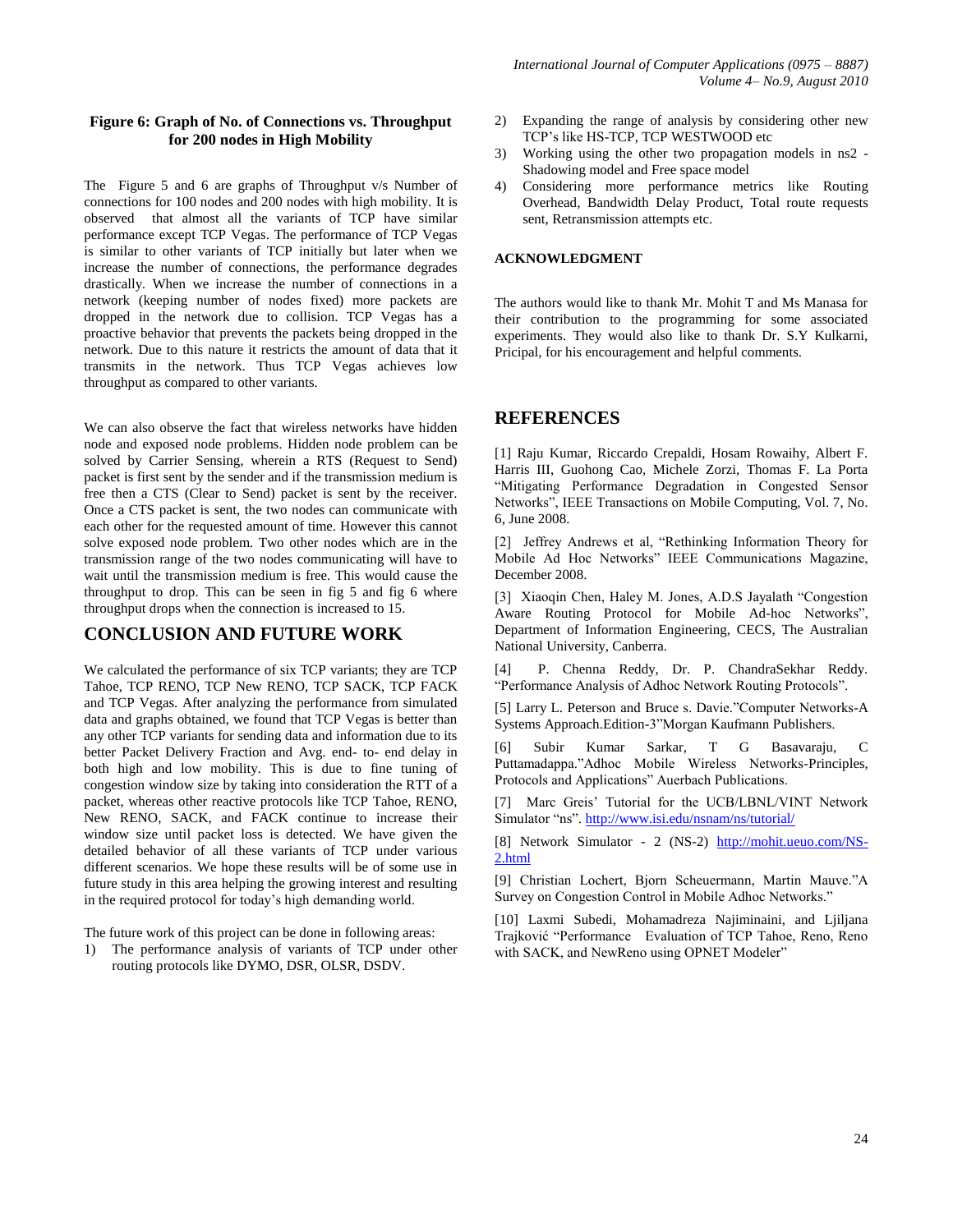**Figure 6: Graph of No. of Connections vs. Throughput for 200 nodes in High Mobility**

The Figure 5 and 6 are graphs of Throughput v/s Number of connections for 100 nodes and 200 nodes with high mobility. It is observed that almost all the variants of TCP have similar performance except TCP Vegas. The performance of TCP Vegas is similar to other variants of TCP initially but later when we increase the number of connections, the performance degrades drastically. When we increase the number of connections in a network (keeping number of nodes fixed) more packets are dropped in the network due to collision. TCP Vegas has a proactive behavior that prevents the packets being dropped in the network. Due to this nature it restricts the amount of data that it transmits in the network. Thus TCP Vegas achieves low throughput as compared to other variants.

We can also observe the fact that wireless networks have hidden node and exposed node problems. Hidden node problem can be solved by Carrier Sensing, wherein a RTS (Request to Send) packet is first sent by the sender and if the transmission medium is free then a CTS (Clear to Send) packet is sent by the receiver. Once a CTS packet is sent, the two nodes can communicate with each other for the requested amount of time. However this cannot solve exposed node problem. Two other nodes which are in the transmission range of the two nodes communicating will have to wait until the transmission medium is free. This would cause the throughput to drop. This can be seen in fig 5 and fig 6 where throughput drops when the connection is increased to 15.

## CONCLUSION AND FUTURE WORK

We calculated the performance of six TCP variants; they are TCP Tahoe, TCP RENO, TCP New RENO, TCP SACK, TCP FACK and TCP Vegas. After analyzing the performance from simulated data and graphs obtained, we found that TCP Vegas is better than any other TCP variants for sending data and information due to its better Packet Delivery Fraction and Avg. end- to- end delay in both high and low mobility. This is due to fine tuning of congestion window size by taking into consideration the RTT of a packet, whereas other reactive protocols like TCP Tahoe, RENO, New RENO, SACK, and FACK continue to increase their window size until packet loss is detected. We have given the detailed behavior of all these variants of TCP under various different scenarios. We hope these results will be of some use in future study in this area helping the growing interest and resulting in the required protocol for today's high demanding world.

The future work of this project can be done in following areas:

1) The performance analysis of variants of TCP under other routing protocols like DYMO, DSR, OLSR, DSDV.
2) Expanding the range of analysis by considering other new TCP's like HS-TCP, TCP WESTWOOD etc
3) Working using the other two propagation models in ns2 - Shadowing model and Free space model
4) Considering more performance metrics like Routing Overhead, Bandwidth Delay Product, Total route requests sent, Retransmission attempts etc.

**ACKNOWLEDGMENT**

The authors would like to thank Mr. Mohit T and Ms Manasa for their contribution to the programming for some associated experiments. They would also like to thank Dr. S.Y Kulkarni, Pricipal, for his encouragement and helpful comments.

## REFERENCES

[1] Raju Kumar, Riccardo Crepaldi, Hosam Rowaihy, Albert F. Harris III, Guohong Cao, Michele Zorzi, Thomas F. La Porta "Mitigating Performance Degradation in Congested Sensor Networks", IEEE Transactions on Mobile Computing, Vol. 7, No. 6, June 2008.

[2] Jeffrey Andrews et al, "Rethinking Information Theory for Mobile Ad Hoc Networks" IEEE Communications Magazine, December 2008.

[3] Xiaoqin Chen, Haley M. Jones, A.D.S Jayalath "Congestion Aware Routing Protocol for Mobile Ad-hoc Networks", Department of Information Engineering, CECS, The Australian National University, Canberra.

[4] P. Chenna Reddy, Dr. P. ChandraSekhar Reddy. "Performance Analysis of Adhoc Network Routing Protocols".

[5] Larry L. Peterson and Bruce s. Davie."Computer Networks-A Systems Approach.Edition-3"Morgan Kaufmann Publishers.

[6] Subir Kumar Sarkar, T G Basavaraju, C Puttamadappa."Adhoc Mobile Wireless Networks-Principles, Protocols and Applications" Auerbach Publications.

[7] Marc Greis' Tutorial for the UCB/LBNL/VINT Network Simulator "ns". http://www.isi.edu/nsnam/ns/tutorial/

[8] Network Simulator - 2 (NS-2) http://mohit.ueuo.com/NS-2.html

[9] Christian Lochert, Bjorn Scheuermann, Martin Mauve."A Survey on Congestion Control in Mobile Adhoc Networks."

[10] Laxmi Subedi, Mohamadreza Najiminaini, and Ljiljana Trajković "Performance Evaluation of TCP Tahoe, Reno, Reno with SACK, and NewReno using OPNET Modeler"